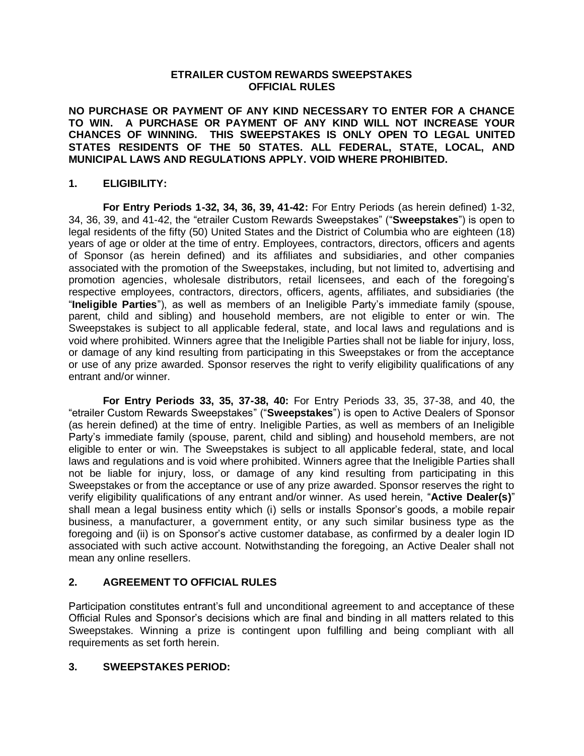# ETRAILER CUSTOM REWARDS SWEEPSTAKES
# OFFICIAL RULES

**NO PURCHASE OR PAYMENT OF ANY KIND NECESSARY TO ENTER FOR A CHANCE TO WIN. A PURCHASE OR PAYMENT OF ANY KIND WILL NOT INCREASE YOUR CHANCES OF WINNING. THIS SWEEPSTAKES IS ONLY OPEN TO LEGAL UNITED STATES RESIDENTS OF THE 50 STATES. ALL FEDERAL, STATE, LOCAL, AND MUNICIPAL LAWS AND REGULATIONS APPLY. VOID WHERE PROHIBITED.**

## 1. ELIGIBILITY:

**For Entry Periods 1-32, 34, 36, 39, 41-42:** For Entry Periods (as herein defined) 1-32, 34, 36, 39, and 41-42, the "etrailer Custom Rewards Sweepstakes" ("**Sweepstakes**") is open to legal residents of the fifty (50) United States and the District of Columbia who are eighteen (18) years of age or older at the time of entry. Employees, contractors, directors, officers and agents of Sponsor (as herein defined) and its affiliates and subsidiaries, and other companies associated with the promotion of the Sweepstakes, including, but not limited to, advertising and promotion agencies, wholesale distributors, retail licensees, and each of the foregoing's respective employees, contractors, directors, officers, agents, affiliates, and subsidiaries (the "**Ineligible Parties**"), as well as members of an Ineligible Party's immediate family (spouse, parent, child and sibling) and household members, are not eligible to enter or win. The Sweepstakes is subject to all applicable federal, state, and local laws and regulations and is void where prohibited. Winners agree that the Ineligible Parties shall not be liable for injury, loss, or damage of any kind resulting from participating in this Sweepstakes or from the acceptance or use of any prize awarded. Sponsor reserves the right to verify eligibility qualifications of any entrant and/or winner.

**For Entry Periods 33, 35, 37-38, 40:** For Entry Periods 33, 35, 37-38, and 40, the "etrailer Custom Rewards Sweepstakes" ("**Sweepstakes**") is open to Active Dealers of Sponsor (as herein defined) at the time of entry. Ineligible Parties, as well as members of an Ineligible Party's immediate family (spouse, parent, child and sibling) and household members, are not eligible to enter or win. The Sweepstakes is subject to all applicable federal, state, and local laws and regulations and is void where prohibited. Winners agree that the Ineligible Parties shall not be liable for injury, loss, or damage of any kind resulting from participating in this Sweepstakes or from the acceptance or use of any prize awarded. Sponsor reserves the right to verify eligibility qualifications of any entrant and/or winner. As used herein, "**Active Dealer(s)**" shall mean a legal business entity which (i) sells or installs Sponsor's goods, a mobile repair business, a manufacturer, a government entity, or any such similar business type as the foregoing and (ii) is on Sponsor's active customer database, as confirmed by a dealer login ID associated with such active account. Notwithstanding the foregoing, an Active Dealer shall not mean any online resellers.

## 2. AGREEMENT TO OFFICIAL RULES

Participation constitutes entrant's full and unconditional agreement to and acceptance of these Official Rules and Sponsor's decisions which are final and binding in all matters related to this Sweepstakes. Winning a prize is contingent upon fulfilling and being compliant with all requirements as set forth herein.

## 3. SWEEPSTAKES PERIOD: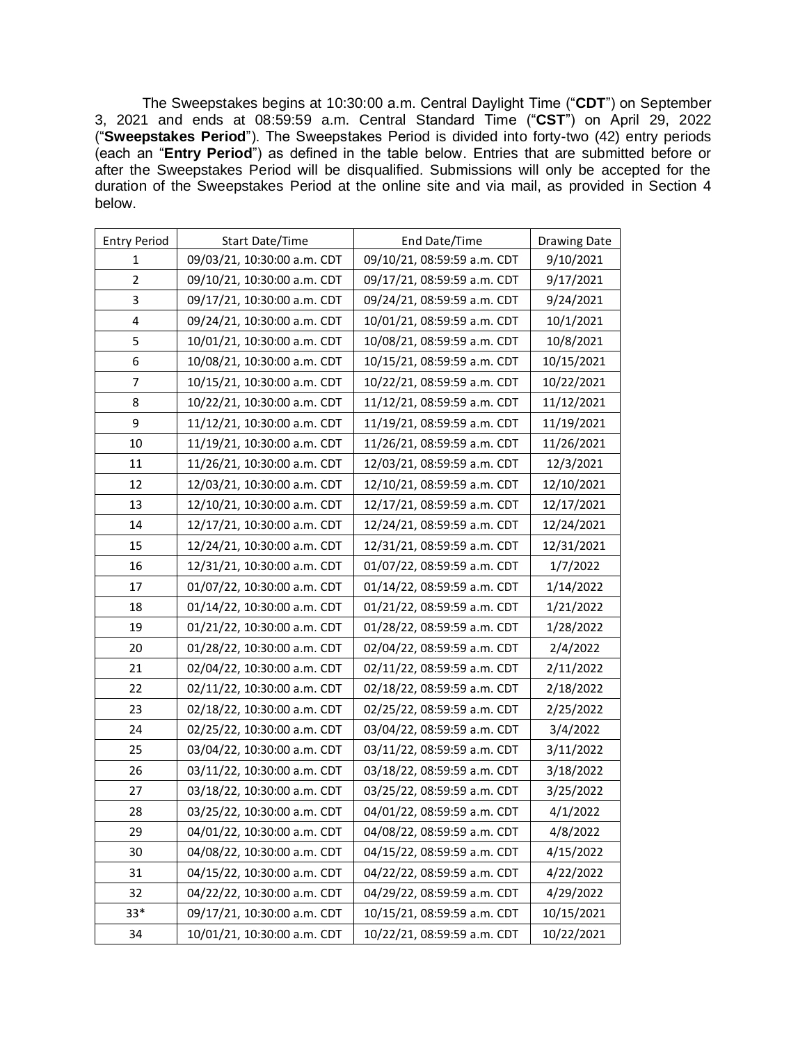The Sweepstakes begins at 10:30:00 a.m. Central Daylight Time ("**CDT**") on September 3, 2021 and ends at 08:59:59 a.m. Central Standard Time ("**CST**") on April 29, 2022 ("**Sweepstakes Period**"). The Sweepstakes Period is divided into forty-two (42) entry periods (each an "**Entry Period**") as defined in the table below. Entries that are submitted before or after the Sweepstakes Period will be disqualified. Submissions will only be accepted for the duration of the Sweepstakes Period at the online site and via mail, as provided in Section 4 below.

| Entry Period | Start Date/Time | End Date/Time | Drawing Date |
|---|---|---|---|
| 1 | 09/03/21, 10:30:00 a.m. CDT | 09/10/21, 08:59:59 a.m. CDT | 9/10/2021 |
| 2 | 09/10/21, 10:30:00 a.m. CDT | 09/17/21, 08:59:59 a.m. CDT | 9/17/2021 |
| 3 | 09/17/21, 10:30:00 a.m. CDT | 09/24/21, 08:59:59 a.m. CDT | 9/24/2021 |
| 4 | 09/24/21, 10:30:00 a.m. CDT | 10/01/21, 08:59:59 a.m. CDT | 10/1/2021 |
| 5 | 10/01/21, 10:30:00 a.m. CDT | 10/08/21, 08:59:59 a.m. CDT | 10/8/2021 |
| 6 | 10/08/21, 10:30:00 a.m. CDT | 10/15/21, 08:59:59 a.m. CDT | 10/15/2021 |
| 7 | 10/15/21, 10:30:00 a.m. CDT | 10/22/21, 08:59:59 a.m. CDT | 10/22/2021 |
| 8 | 10/22/21, 10:30:00 a.m. CDT | 11/12/21, 08:59:59 a.m. CDT | 11/12/2021 |
| 9 | 11/12/21, 10:30:00 a.m. CDT | 11/19/21, 08:59:59 a.m. CDT | 11/19/2021 |
| 10 | 11/19/21, 10:30:00 a.m. CDT | 11/26/21, 08:59:59 a.m. CDT | 11/26/2021 |
| 11 | 11/26/21, 10:30:00 a.m. CDT | 12/03/21, 08:59:59 a.m. CDT | 12/3/2021 |
| 12 | 12/03/21, 10:30:00 a.m. CDT | 12/10/21, 08:59:59 a.m. CDT | 12/10/2021 |
| 13 | 12/10/21, 10:30:00 a.m. CDT | 12/17/21, 08:59:59 a.m. CDT | 12/17/2021 |
| 14 | 12/17/21, 10:30:00 a.m. CDT | 12/24/21, 08:59:59 a.m. CDT | 12/24/2021 |
| 15 | 12/24/21, 10:30:00 a.m. CDT | 12/31/21, 08:59:59 a.m. CDT | 12/31/2021 |
| 16 | 12/31/21, 10:30:00 a.m. CDT | 01/07/22, 08:59:59 a.m. CDT | 1/7/2022 |
| 17 | 01/07/22, 10:30:00 a.m. CDT | 01/14/22, 08:59:59 a.m. CDT | 1/14/2022 |
| 18 | 01/14/22, 10:30:00 a.m. CDT | 01/21/22, 08:59:59 a.m. CDT | 1/21/2022 |
| 19 | 01/21/22, 10:30:00 a.m. CDT | 01/28/22, 08:59:59 a.m. CDT | 1/28/2022 |
| 20 | 01/28/22, 10:30:00 a.m. CDT | 02/04/22, 08:59:59 a.m. CDT | 2/4/2022 |
| 21 | 02/04/22, 10:30:00 a.m. CDT | 02/11/22, 08:59:59 a.m. CDT | 2/11/2022 |
| 22 | 02/11/22, 10:30:00 a.m. CDT | 02/18/22, 08:59:59 a.m. CDT | 2/18/2022 |
| 23 | 02/18/22, 10:30:00 a.m. CDT | 02/25/22, 08:59:59 a.m. CDT | 2/25/2022 |
| 24 | 02/25/22, 10:30:00 a.m. CDT | 03/04/22, 08:59:59 a.m. CDT | 3/4/2022 |
| 25 | 03/04/22, 10:30:00 a.m. CDT | 03/11/22, 08:59:59 a.m. CDT | 3/11/2022 |
| 26 | 03/11/22, 10:30:00 a.m. CDT | 03/18/22, 08:59:59 a.m. CDT | 3/18/2022 |
| 27 | 03/18/22, 10:30:00 a.m. CDT | 03/25/22, 08:59:59 a.m. CDT | 3/25/2022 |
| 28 | 03/25/22, 10:30:00 a.m. CDT | 04/01/22, 08:59:59 a.m. CDT | 4/1/2022 |
| 29 | 04/01/22, 10:30:00 a.m. CDT | 04/08/22, 08:59:59 a.m. CDT | 4/8/2022 |
| 30 | 04/08/22, 10:30:00 a.m. CDT | 04/15/22, 08:59:59 a.m. CDT | 4/15/2022 |
| 31 | 04/15/22, 10:30:00 a.m. CDT | 04/22/22, 08:59:59 a.m. CDT | 4/22/2022 |
| 32 | 04/22/22, 10:30:00 a.m. CDT | 04/29/22, 08:59:59 a.m. CDT | 4/29/2022 |
| 33* | 09/17/21, 10:30:00 a.m. CDT | 10/15/21, 08:59:59 a.m. CDT | 10/15/2021 |
| 34 | 10/01/21, 10:30:00 a.m. CDT | 10/22/21, 08:59:59 a.m. CDT | 10/22/2021 |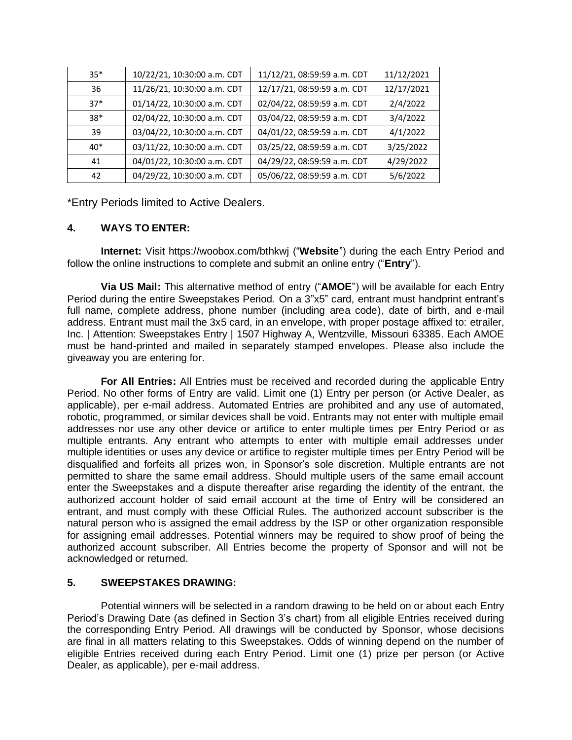| 35* | 10/22/21, 10:30:00 a.m. CDT | 11/12/21, 08:59:59 a.m. CDT | 11/12/2021 |
|---|---|---|---|
| 36 | 11/26/21, 10:30:00 a.m. CDT | 12/17/21, 08:59:59 a.m. CDT | 12/17/2021 |
| 37* | 01/14/22, 10:30:00 a.m. CDT | 02/04/22, 08:59:59 a.m. CDT | 2/4/2022 |
| 38* | 02/04/22, 10:30:00 a.m. CDT | 03/04/22, 08:59:59 a.m. CDT | 3/4/2022 |
| 39 | 03/04/22, 10:30:00 a.m. CDT | 04/01/22, 08:59:59 a.m. CDT | 4/1/2022 |
| 40* | 03/11/22, 10:30:00 a.m. CDT | 03/25/22, 08:59:59 a.m. CDT | 3/25/2022 |
| 41 | 04/01/22, 10:30:00 a.m. CDT | 04/29/22, 08:59:59 a.m. CDT | 4/29/2022 |
| 42 | 04/29/22, 10:30:00 a.m. CDT | 05/06/22, 08:59:59 a.m. CDT | 5/6/2022 |

*Entry Periods limited to Active Dealers.

### 4. WAYS TO ENTER:

**Internet:** Visit https://woobox.com/bthkwj ("**Website**") during the each Entry Period and follow the online instructions to complete and submit an online entry ("**Entry**").

**Via US Mail:** This alternative method of entry ("**AMOE**") will be available for each Entry Period during the entire Sweepstakes Period. On a 3"x5" card, entrant must handprint entrant's full name, complete address, phone number (including area code), date of birth, and e-mail address. Entrant must mail the 3x5 card, in an envelope, with proper postage affixed to: etrailer, Inc. | Attention: Sweepstakes Entry | 1507 Highway A, Wentzville, Missouri 63385. Each AMOE must be hand-printed and mailed in separately stamped envelopes. Please also include the giveaway you are entering for.

**For All Entries:** All Entries must be received and recorded during the applicable Entry Period. No other forms of Entry are valid. Limit one (1) Entry per person (or Active Dealer, as applicable), per e-mail address. Automated Entries are prohibited and any use of automated, robotic, programmed, or similar devices shall be void. Entrants may not enter with multiple email addresses nor use any other device or artifice to enter multiple times per Entry Period or as multiple entrants. Any entrant who attempts to enter with multiple email addresses under multiple identities or uses any device or artifice to register multiple times per Entry Period will be disqualified and forfeits all prizes won, in Sponsor's sole discretion. Multiple entrants are not permitted to share the same email address. Should multiple users of the same email account enter the Sweepstakes and a dispute thereafter arise regarding the identity of the entrant, the authorized account holder of said email account at the time of Entry will be considered an entrant, and must comply with these Official Rules. The authorized account subscriber is the natural person who is assigned the email address by the ISP or other organization responsible for assigning email addresses. Potential winners may be required to show proof of being the authorized account subscriber. All Entries become the property of Sponsor and will not be acknowledged or returned.

### 5. SWEEPSTAKES DRAWING:

Potential winners will be selected in a random drawing to be held on or about each Entry Period's Drawing Date (as defined in Section 3's chart) from all eligible Entries received during the corresponding Entry Period. All drawings will be conducted by Sponsor, whose decisions are final in all matters relating to this Sweepstakes. Odds of winning depend on the number of eligible Entries received during each Entry Period. Limit one (1) prize per person (or Active Dealer, as applicable), per e-mail address.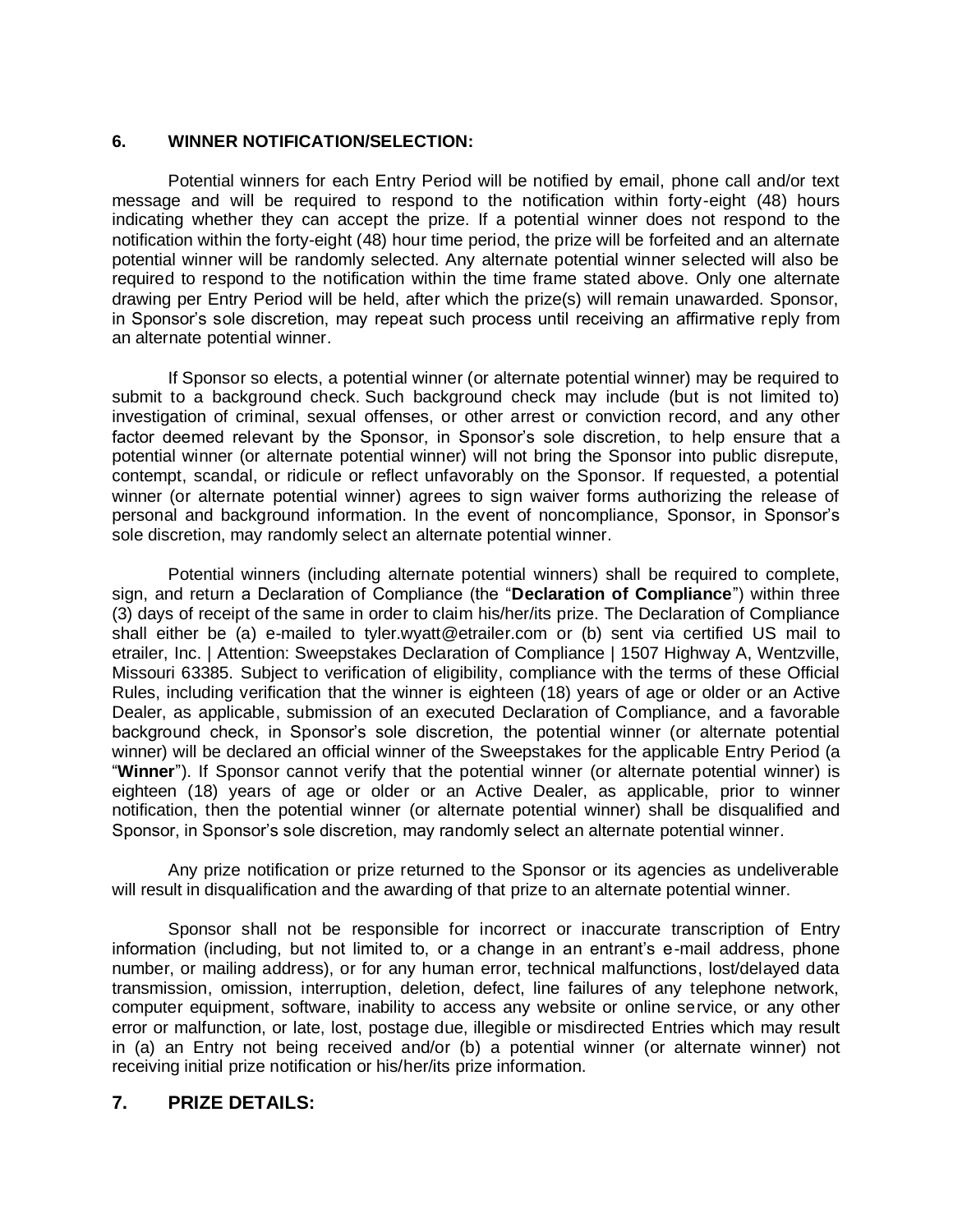## 6. WINNER NOTIFICATION/SELECTION:

Potential winners for each Entry Period will be notified by email, phone call and/or text message and will be required to respond to the notification within forty-eight (48) hours indicating whether they can accept the prize. If a potential winner does not respond to the notification within the forty-eight (48) hour time period, the prize will be forfeited and an alternate potential winner will be randomly selected. Any alternate potential winner selected will also be required to respond to the notification within the time frame stated above. Only one alternate drawing per Entry Period will be held, after which the prize(s) will remain unawarded. Sponsor, in Sponsor's sole discretion, may repeat such process until receiving an affirmative reply from an alternate potential winner.

If Sponsor so elects, a potential winner (or alternate potential winner) may be required to submit to a background check. Such background check may include (but is not limited to) investigation of criminal, sexual offenses, or other arrest or conviction record, and any other factor deemed relevant by the Sponsor, in Sponsor's sole discretion, to help ensure that a potential winner (or alternate potential winner) will not bring the Sponsor into public disrepute, contempt, scandal, or ridicule or reflect unfavorably on the Sponsor. If requested, a potential winner (or alternate potential winner) agrees to sign waiver forms authorizing the release of personal and background information. In the event of noncompliance, Sponsor, in Sponsor's sole discretion, may randomly select an alternate potential winner.

Potential winners (including alternate potential winners) shall be required to complete, sign, and return a Declaration of Compliance (the "**Declaration of Compliance**") within three (3) days of receipt of the same in order to claim his/her/its prize. The Declaration of Compliance shall either be (a) e-mailed to tyler.wyatt@etrailer.com or (b) sent via certified US mail to etrailer, Inc. | Attention: Sweepstakes Declaration of Compliance | 1507 Highway A, Wentzville, Missouri 63385. Subject to verification of eligibility, compliance with the terms of these Official Rules, including verification that the winner is eighteen (18) years of age or older or an Active Dealer, as applicable, submission of an executed Declaration of Compliance, and a favorable background check, in Sponsor's sole discretion, the potential winner (or alternate potential winner) will be declared an official winner of the Sweepstakes for the applicable Entry Period (a "**Winner**"). If Sponsor cannot verify that the potential winner (or alternate potential winner) is eighteen (18) years of age or older or an Active Dealer, as applicable, prior to winner notification, then the potential winner (or alternate potential winner) shall be disqualified and Sponsor, in Sponsor's sole discretion, may randomly select an alternate potential winner.

Any prize notification or prize returned to the Sponsor or its agencies as undeliverable will result in disqualification and the awarding of that prize to an alternate potential winner.

Sponsor shall not be responsible for incorrect or inaccurate transcription of Entry information (including, but not limited to, or a change in an entrant's e-mail address, phone number, or mailing address), or for any human error, technical malfunctions, lost/delayed data transmission, omission, interruption, deletion, defect, line failures of any telephone network, computer equipment, software, inability to access any website or online service, or any other error or malfunction, or late, lost, postage due, illegible or misdirected Entries which may result in (a) an Entry not being received and/or (b) a potential winner (or alternate winner) not receiving initial prize notification or his/her/its prize information.

## 7. PRIZE DETAILS: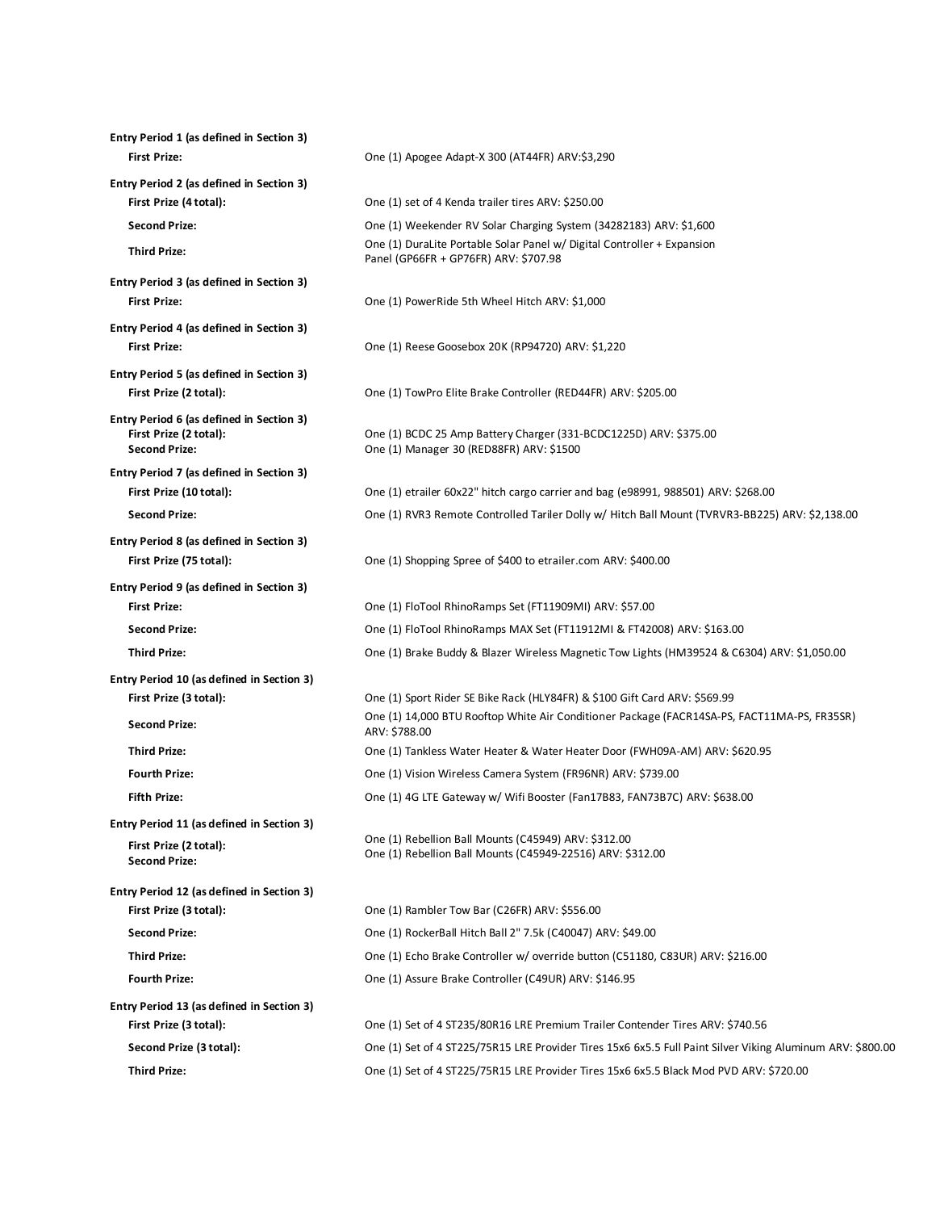**Entry Period 1 (as defined in Section 3)**

**First Prize:** One (1) Apogee Adapt-X 300 (AT44FR) ARV:$3,290

**Entry Period 2 (as defined in Section 3)**

**First Prize (4 total):** One (1) set of 4 Kenda trailer tires ARV: $250.00

**Second Prize:** One (1) Weekender RV Solar Charging System (34282183) ARV: $1,600

**Third Prize:** One (1) DuraLite Portable Solar Panel w/ Digital Controller + Expansion Panel (GP66FR + GP76FR) ARV: $707.98

**Entry Period 3 (as defined in Section 3)**

**First Prize:** One (1) PowerRide 5th Wheel Hitch ARV: $1,000

**Entry Period 4 (as defined in Section 3)**

**First Prize:** One (1) Reese Goosebox 20K (RP94720) ARV: $1,220

**Entry Period 5 (as defined in Section 3)**

**First Prize (2 total):** One (1) TowPro Elite Brake Controller (RED44FR) ARV: $205.00

**Entry Period 6 (as defined in Section 3)**

**First Prize (2 total):** One (1) BCDC 25 Amp Battery Charger (331-BCDC1225D) ARV: $375.00

**Second Prize:** One (1) Manager 30 (RED88FR) ARV: $1500

**Entry Period 7 (as defined in Section 3)**

**First Prize (10 total):** One (1) etrailer 60x22" hitch cargo carrier and bag (e98991, 988501) ARV: $268.00

**Second Prize:** One (1) RVR3 Remote Controlled Tariler Dolly w/ Hitch Ball Mount (TVRVR3-BB225) ARV: $2,138.00

**Entry Period 8 (as defined in Section 3)**

**First Prize (75 total):** One (1) Shopping Spree of $400 to etrailer.com ARV: $400.00

**Entry Period 9 (as defined in Section 3)**

**First Prize:** One (1) FloTool RhinoRamps Set (FT11909MI) ARV: $57.00

**Second Prize:** One (1) FloTool RhinoRamps MAX Set (FT11912MI & FT42008) ARV: $163.00

**Third Prize:** One (1) Brake Buddy & Blazer Wireless Magnetic Tow Lights (HM39524 & C6304) ARV: $1,050.00

**Entry Period 10 (as defined in Section 3)**

**First Prize (3 total):** One (1) Sport Rider SE Bike Rack (HLY84FR) & $100 Gift Card ARV: $569.99

**Second Prize:** One (1) 14,000 BTU Rooftop White Air Conditioner Package (FACR14SA-PS, FACT11MA-PS, FR35SR) ARV: $788.00

**Third Prize:** One (1) Tankless Water Heater & Water Heater Door (FWH09A-AM) ARV: $620.95

**Fourth Prize:** One (1) Vision Wireless Camera System (FR96NR) ARV: $739.00

**Fifth Prize:** One (1) 4G LTE Gateway w/ Wifi Booster (Fan17B83, FAN73B7C) ARV: $638.00

**Entry Period 11 (as defined in Section 3)**

**First Prize (2 total):** One (1) Rebellion Ball Mounts (C45949) ARV: $312.00

**Second Prize:** One (1) Rebellion Ball Mounts (C45949-22516) ARV: $312.00

**Entry Period 12 (as defined in Section 3)**

**First Prize (3 total):** One (1) Rambler Tow Bar (C26FR) ARV: $556.00

**Second Prize:** One (1) RockerBall Hitch Ball 2" 7.5k (C40047) ARV: $49.00

**Third Prize:** One (1) Echo Brake Controller w/ override button (C51180, C83UR) ARV: $216.00

**Fourth Prize:** One (1) Assure Brake Controller (C49UR) ARV: $146.95

**Entry Period 13 (as defined in Section 3)**

**First Prize (3 total):** One (1) Set of 4 ST235/80R16 LRE Premium Trailer Contender Tires ARV: $740.56

**Second Prize (3 total):** One (1) Set of 4 ST225/75R15 LRE Provider Tires 15x6 6x5.5 Full Paint Silver Viking Aluminum ARV: $800.00

**Third Prize:** One (1) Set of 4 ST225/75R15 LRE Provider Tires 15x6 6x5.5 Black Mod PVD ARV: $720.00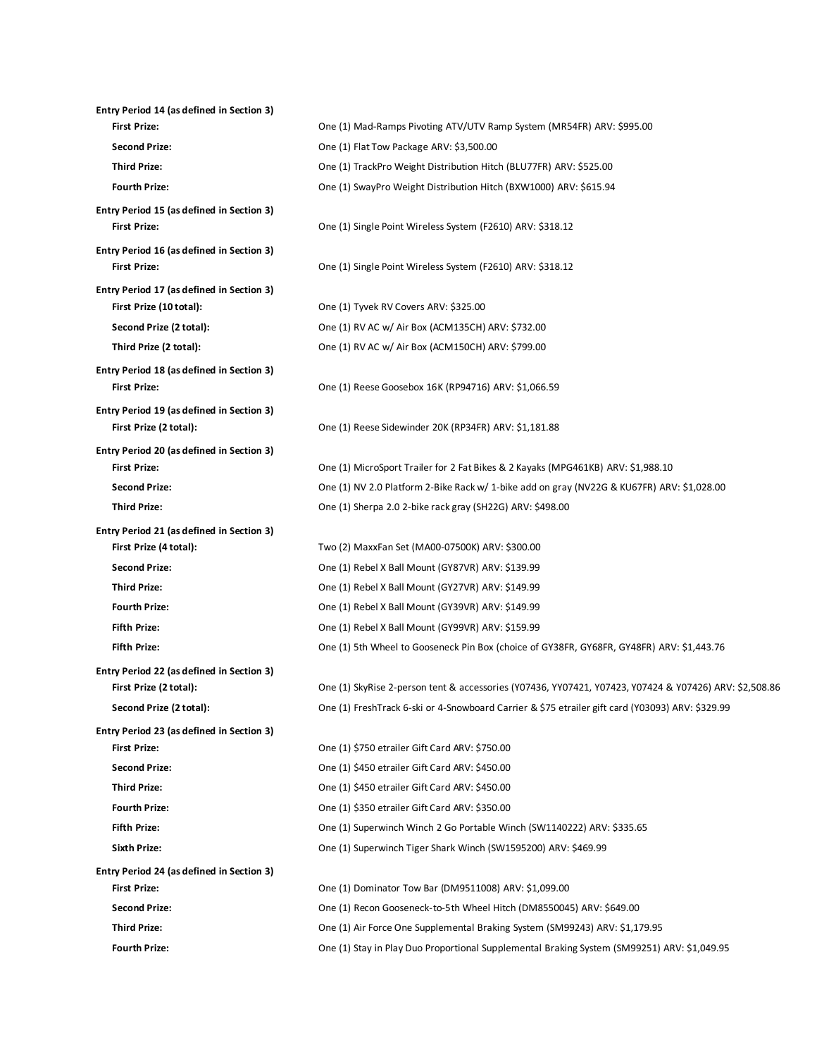**Entry Period 14 (as defined in Section 3)**

- **First Prize:** One (1) Mad-Ramps Pivoting ATV/UTV Ramp System (MR54FR) ARV: $995.00
- **Second Prize:** One (1) Flat Tow Package ARV: $3,500.00
- **Third Prize:** One (1) TrackPro Weight Distribution Hitch (BLU77FR) ARV: $525.00
- **Fourth Prize:** One (1) SwayPro Weight Distribution Hitch (BXW1000) ARV: $615.94

**Entry Period 15 (as defined in Section 3)**

- **First Prize:** One (1) Single Point Wireless System (F2610) ARV: $318.12

**Entry Period 16 (as defined in Section 3)**

- **First Prize:** One (1) Single Point Wireless System (F2610) ARV: $318.12

**Entry Period 17 (as defined in Section 3)**

- **First Prize (10 total):** One (1) Tyvek RV Covers ARV: $325.00
- **Second Prize (2 total):** One (1) RV AC w/ Air Box (ACM135CH) ARV: $732.00
- **Third Prize (2 total):** One (1) RV AC w/ Air Box (ACM150CH) ARV: $799.00

**Entry Period 18 (as defined in Section 3)**

- **First Prize:** One (1) Reese Goosebox 16K (RP94716) ARV: $1,066.59

**Entry Period 19 (as defined in Section 3)**

- **First Prize (2 total):** One (1) Reese Sidewinder 20K (RP34FR) ARV: $1,181.88

**Entry Period 20 (as defined in Section 3)**

- **First Prize:** One (1) MicroSport Trailer for 2 Fat Bikes & 2 Kayaks (MPG461KB) ARV: $1,988.10
- **Second Prize:** One (1) NV 2.0 Platform 2-Bike Rack w/ 1-bike add on gray (NV22G & KU67FR) ARV: $1,028.00
- **Third Prize:** One (1) Sherpa 2.0 2-bike rack gray (SH22G) ARV: $498.00

**Entry Period 21 (as defined in Section 3)**

- **First Prize (4 total):** Two (2) MaxxFan Set (MA00-07500K) ARV: $300.00
- **Second Prize:** One (1) Rebel X Ball Mount (GY87VR) ARV: $139.99
- **Third Prize:** One (1) Rebel X Ball Mount (GY27VR) ARV: $149.99
- **Fourth Prize:** One (1) Rebel X Ball Mount (GY39VR) ARV: $149.99
- **Fifth Prize:** One (1) Rebel X Ball Mount (GY99VR) ARV: $159.99
- **Fifth Prize:** One (1) 5th Wheel to Gooseneck Pin Box (choice of GY38FR, GY68FR, GY48FR) ARV: $1,443.76

**Entry Period 22 (as defined in Section 3)**

- **First Prize (2 total):** One (1) SkyRise 2-person tent & accessories (Y07436, YY07421, Y07423, Y07424 & Y07426) ARV: $2,508.86
- **Second Prize (2 total):** One (1) FreshTrack 6-ski or 4-Snowboard Carrier & $75 etrailer gift card (Y03093) ARV: $329.99

**Entry Period 23 (as defined in Section 3)**

- **First Prize:** One (1) $750 etrailer Gift Card ARV: $750.00
- **Second Prize:** One (1) $450 etrailer Gift Card ARV: $450.00
- **Third Prize:** One (1) $450 etrailer Gift Card ARV: $450.00
- **Fourth Prize:** One (1) $350 etrailer Gift Card ARV: $350.00
- **Fifth Prize:** One (1) Superwinch Winch 2 Go Portable Winch (SW1140222) ARV: $335.65
- **Sixth Prize:** One (1) Superwinch Tiger Shark Winch (SW1595200) ARV: $469.99

**Entry Period 24 (as defined in Section 3)**

- **First Prize:** One (1) Dominator Tow Bar (DM9511008) ARV: $1,099.00
- **Second Prize:** One (1) Recon Gooseneck-to-5th Wheel Hitch (DM8550045) ARV: $649.00
- **Third Prize:** One (1) Air Force One Supplemental Braking System (SM99243) ARV: $1,179.95
- **Fourth Prize:** One (1) Stay in Play Duo Proportional Supplemental Braking System (SM99251) ARV: $1,049.95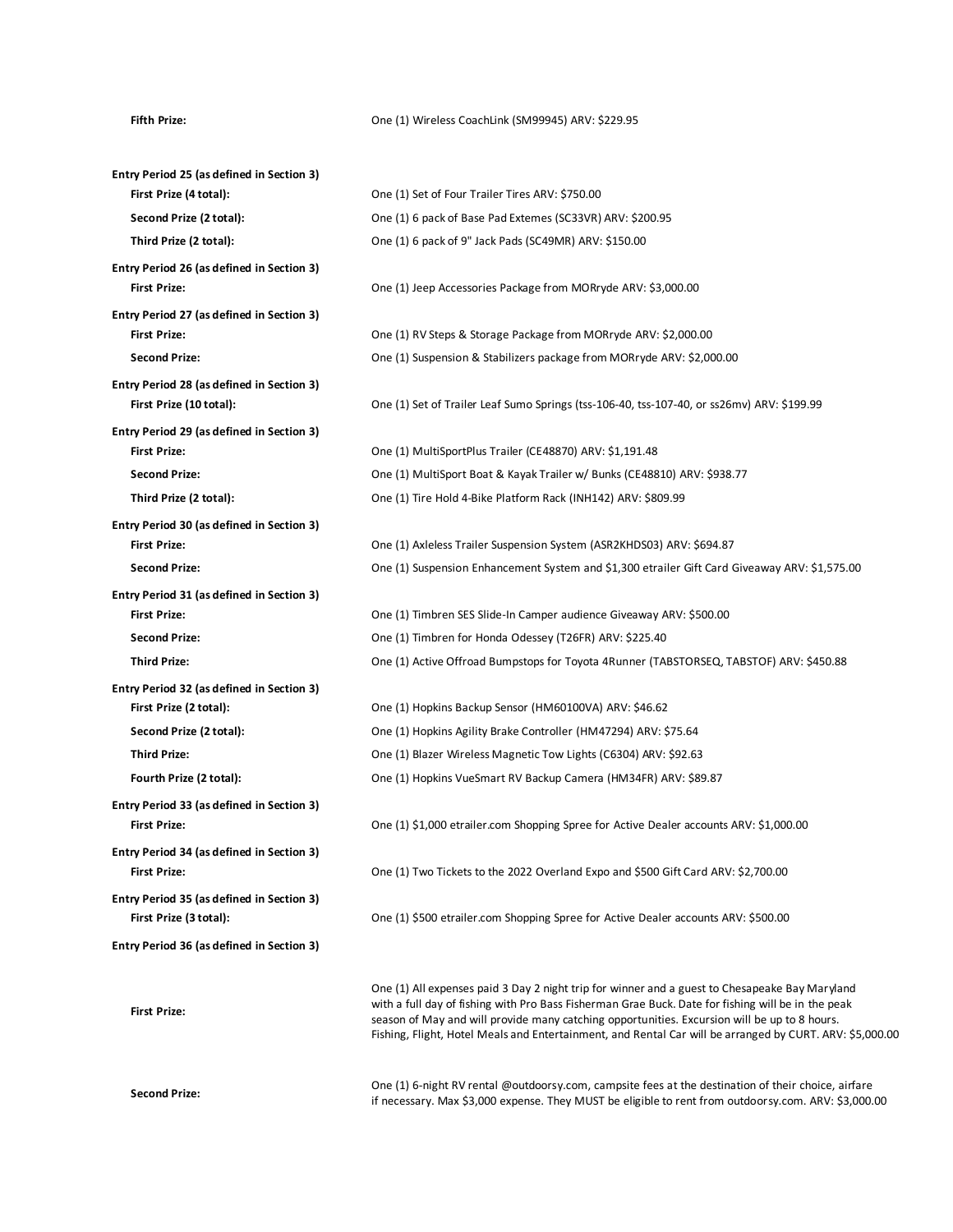**Fifth Prize:** One (1) Wireless CoachLink (SM99945) ARV: $229.95

**Entry Period 25 (as defined in Section 3)**

| | |
|---|---|
| **First Prize (4 total):** | One (1) Set of Four Trailer Tires ARV: $750.00 |
| **Second Prize (2 total):** | One (1) 6 pack of Base Pad Extemes (SC33VR) ARV: $200.95 |
| **Third Prize (2 total):** | One (1) 6 pack of 9" Jack Pads (SC49MR) ARV: $150.00 |

**Entry Period 26 (as defined in Section 3)**

| | |
|---|---|
| **First Prize:** | One (1) Jeep Accessories Package from MORryde ARV: $3,000.00 |

**Entry Period 27 (as defined in Section 3)**

| | |
|---|---|
| **First Prize:** | One (1) RV Steps & Storage Package from MORryde ARV: $2,000.00 |
| **Second Prize:** | One (1) Suspension & Stabilizers package from MORryde ARV: $2,000.00 |

**Entry Period 28 (as defined in Section 3)**

| | |
|---|---|
| **First Prize (10 total):** | One (1) Set of Trailer Leaf Sumo Springs (tss-106-40, tss-107-40, or ss26mv) ARV: $199.99 |

**Entry Period 29 (as defined in Section 3)**

| | |
|---|---|
| **First Prize:** | One (1) MultiSportPlus Trailer (CE48870) ARV: $1,191.48 |
| **Second Prize:** | One (1) MultiSport Boat & Kayak Trailer w/ Bunks (CE48810) ARV: $938.77 |
| **Third Prize (2 total):** | One (1) Tire Hold 4-Bike Platform Rack (INH142) ARV: $809.99 |

**Entry Period 30 (as defined in Section 3)**

| | |
|---|---|
| **First Prize:** | One (1) Axleless Trailer Suspension System (ASR2KHDS03) ARV: $694.87 |
| **Second Prize:** | One (1) Suspension Enhancement System and $1,300 etrailer Gift Card Giveaway ARV: $1,575.00 |

**Entry Period 31 (as defined in Section 3)**

| | |
|---|---|
| **First Prize:** | One (1) Timbren SES Slide-In Camper audience Giveaway ARV: $500.00 |
| **Second Prize:** | One (1) Timbren for Honda Odessey (T26FR) ARV: $225.40 |
| **Third Prize:** | One (1) Active Offroad Bumpstops for Toyota 4Runner (TABSTORSEQ, TABSTOF) ARV: $450.88 |

**Entry Period 32 (as defined in Section 3)**

| | |
|---|---|
| **First Prize (2 total):** | One (1) Hopkins Backup Sensor (HM60100VA) ARV: $46.62 |
| **Second Prize (2 total):** | One (1) Hopkins Agility Brake Controller (HM47294) ARV: $75.64 |
| **Third Prize:** | One (1) Blazer Wireless Magnetic Tow Lights (C6304) ARV: $92.63 |
| **Fourth Prize (2 total):** | One (1) Hopkins VueSmart RV Backup Camera (HM34FR) ARV: $89.87 |

**Entry Period 33 (as defined in Section 3)**

| | |
|---|---|
| **First Prize:** | One (1) $1,000 etrailer.com Shopping Spree for Active Dealer accounts ARV: $1,000.00 |

**Entry Period 34 (as defined in Section 3)**

| | |
|---|---|
| **First Prize:** | One (1) Two Tickets to the 2022 Overland Expo and $500 Gift Card ARV: $2,700.00 |

**Entry Period 35 (as defined in Section 3)**

| | |
|---|---|
| **First Prize (3 total):** | One (1) $500 etrailer.com Shopping Spree for Active Dealer accounts ARV: $500.00 |

**Entry Period 36 (as defined in Section 3)**

| | |
|---|---|
| **First Prize:** | One (1) All expenses paid 3 Day 2 night trip for winner and a guest to Chesapeake Bay Maryland with a full day of fishing with Pro Bass Fisherman Grae Buck. Date for fishing will be in the peak season of May and will provide many catching opportunities. Excursion will be up to 8 hours. Fishing, Flight, Hotel Meals and Entertainment, and Rental Car will be arranged by CURT. ARV: $5,000.00 |
| **Second Prize:** | One (1) 6-night RV rental @outdoorsy.com, campsite fees at the destination of their choice, airfare if necessary. Max $3,000 expense. They MUST be eligible to rent from outdoorsy.com. ARV: $3,000.00 |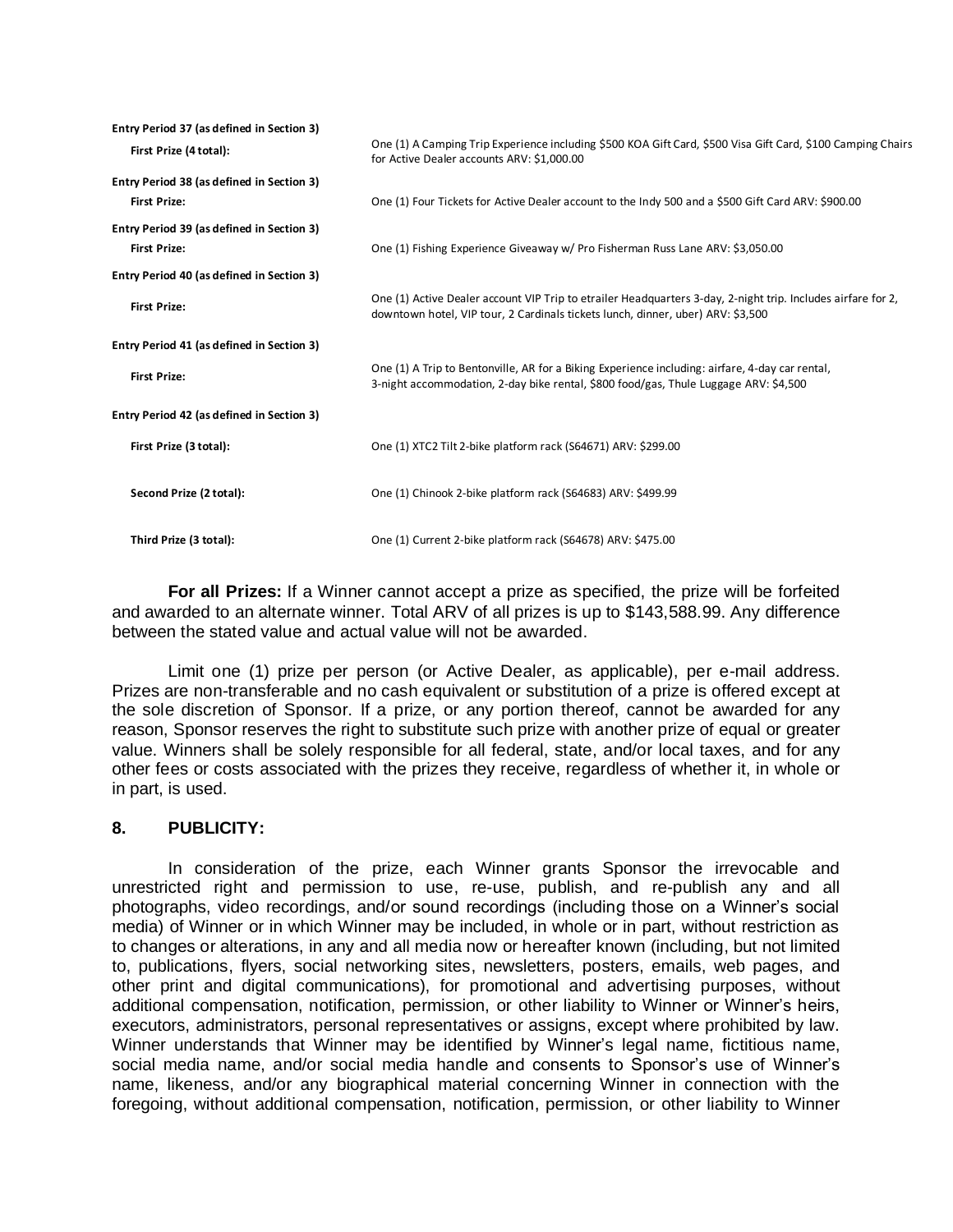**Entry Period 37 (as defined in Section 3)**

| | |
|---|---|
| **First Prize (4 total):** | One (1) A Camping Trip Experience including $500 KOA Gift Card, $500 Visa Gift Card, $100 Camping Chairs for Active Dealer accounts ARV: $1,000.00 |

**Entry Period 38 (as defined in Section 3)**

| | |
|---|---|
| **First Prize:** | One (1) Four Tickets for Active Dealer account to the Indy 500 and a $500 Gift Card ARV: $900.00 |

**Entry Period 39 (as defined in Section 3)**

| | |
|---|---|
| **First Prize:** | One (1) Fishing Experience Giveaway w/ Pro Fisherman Russ Lane ARV: $3,050.00 |

**Entry Period 40 (as defined in Section 3)**

| | |
|---|---|
| **First Prize:** | One (1) Active Dealer account VIP Trip to etrailer Headquarters 3-day, 2-night trip. Includes airfare for 2, downtown hotel, VIP tour, 2 Cardinals tickets lunch, dinner, uber) ARV: $3,500 |

**Entry Period 41 (as defined in Section 3)**

| | |
|---|---|
| **First Prize:** | One (1) A Trip to Bentonville, AR for a Biking Experience including: airfare, 4-day car rental, 3-night accommodation, 2-day bike rental, $800 food/gas, Thule Luggage ARV: $4,500 |

**Entry Period 42 (as defined in Section 3)**

| | |
|---|---|
| **First Prize (3 total):** | One (1) XTC2 Tilt 2-bike platform rack (S64671) ARV: $299.00 |
| **Second Prize (2 total):** | One (1) Chinook 2-bike platform rack (S64683) ARV: $499.99 |
| **Third Prize (3 total):** | One (1) Current 2-bike platform rack (S64678) ARV: $475.00 |

**For all Prizes:** If a Winner cannot accept a prize as specified, the prize will be forfeited and awarded to an alternate winner. Total ARV of all prizes is up to $143,588.99. Any difference between the stated value and actual value will not be awarded.

Limit one (1) prize per person (or Active Dealer, as applicable), per e-mail address. Prizes are non-transferable and no cash equivalent or substitution of a prize is offered except at the sole discretion of Sponsor. If a prize, or any portion thereof, cannot be awarded for any reason, Sponsor reserves the right to substitute such prize with another prize of equal or greater value. Winners shall be solely responsible for all federal, state, and/or local taxes, and for any other fees or costs associated with the prizes they receive, regardless of whether it, in whole or in part, is used.

## 8. PUBLICITY:

In consideration of the prize, each Winner grants Sponsor the irrevocable and unrestricted right and permission to use, re-use, publish, and re-publish any and all photographs, video recordings, and/or sound recordings (including those on a Winner's social media) of Winner or in which Winner may be included, in whole or in part, without restriction as to changes or alterations, in any and all media now or hereafter known (including, but not limited to, publications, flyers, social networking sites, newsletters, posters, emails, web pages, and other print and digital communications), for promotional and advertising purposes, without additional compensation, notification, permission, or other liability to Winner or Winner's heirs, executors, administrators, personal representatives or assigns, except where prohibited by law. Winner understands that Winner may be identified by Winner's legal name, fictitious name, social media name, and/or social media handle and consents to Sponsor's use of Winner's name, likeness, and/or any biographical material concerning Winner in connection with the foregoing, without additional compensation, notification, permission, or other liability to Winner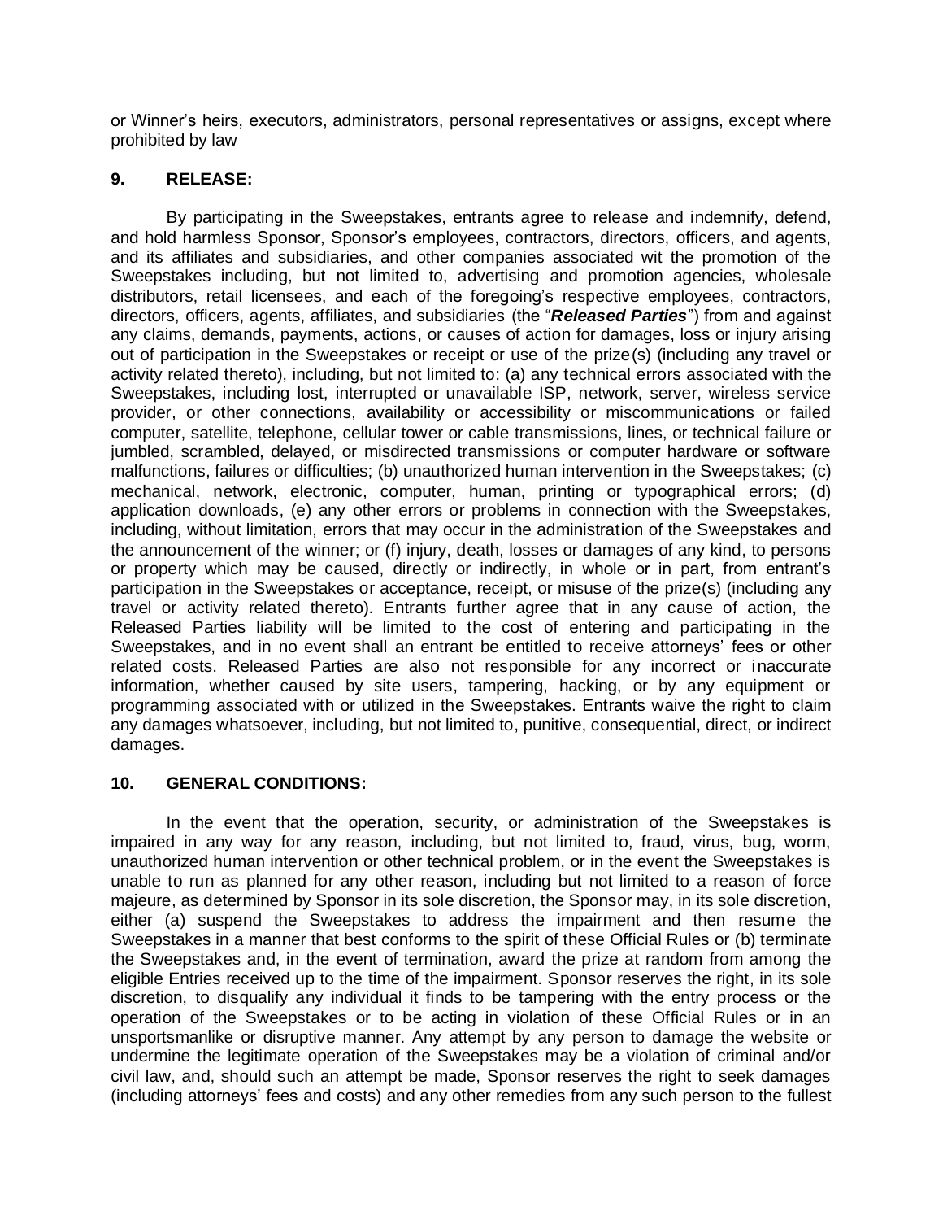or Winner's heirs, executors, administrators, personal representatives or assigns, except where prohibited by law

## 9. RELEASE:

By participating in the Sweepstakes, entrants agree to release and indemnify, defend, and hold harmless Sponsor, Sponsor's employees, contractors, directors, officers, and agents, and its affiliates and subsidiaries, and other companies associated wit the promotion of the Sweepstakes including, but not limited to, advertising and promotion agencies, wholesale distributors, retail licensees, and each of the foregoing's respective employees, contractors, directors, officers, agents, affiliates, and subsidiaries (the "***Released Parties***") from and against any claims, demands, payments, actions, or causes of action for damages, loss or injury arising out of participation in the Sweepstakes or receipt or use of the prize(s) (including any travel or activity related thereto), including, but not limited to: (a) any technical errors associated with the Sweepstakes, including lost, interrupted or unavailable ISP, network, server, wireless service provider, or other connections, availability or accessibility or miscommunications or failed computer, satellite, telephone, cellular tower or cable transmissions, lines, or technical failure or jumbled, scrambled, delayed, or misdirected transmissions or computer hardware or software malfunctions, failures or difficulties; (b) unauthorized human intervention in the Sweepstakes; (c) mechanical, network, electronic, computer, human, printing or typographical errors; (d) application downloads, (e) any other errors or problems in connection with the Sweepstakes, including, without limitation, errors that may occur in the administration of the Sweepstakes and the announcement of the winner; or (f) injury, death, losses or damages of any kind, to persons or property which may be caused, directly or indirectly, in whole or in part, from entrant's participation in the Sweepstakes or acceptance, receipt, or misuse of the prize(s) (including any travel or activity related thereto). Entrants further agree that in any cause of action, the Released Parties liability will be limited to the cost of entering and participating in the Sweepstakes, and in no event shall an entrant be entitled to receive attorneys' fees or other related costs. Released Parties are also not responsible for any incorrect or inaccurate information, whether caused by site users, tampering, hacking, or by any equipment or programming associated with or utilized in the Sweepstakes. Entrants waive the right to claim any damages whatsoever, including, but not limited to, punitive, consequential, direct, or indirect damages.

## 10. GENERAL CONDITIONS:

In the event that the operation, security, or administration of the Sweepstakes is impaired in any way for any reason, including, but not limited to, fraud, virus, bug, worm, unauthorized human intervention or other technical problem, or in the event the Sweepstakes is unable to run as planned for any other reason, including but not limited to a reason of force majeure, as determined by Sponsor in its sole discretion, the Sponsor may, in its sole discretion, either (a) suspend the Sweepstakes to address the impairment and then resume the Sweepstakes in a manner that best conforms to the spirit of these Official Rules or (b) terminate the Sweepstakes and, in the event of termination, award the prize at random from among the eligible Entries received up to the time of the impairment. Sponsor reserves the right, in its sole discretion, to disqualify any individual it finds to be tampering with the entry process or the operation of the Sweepstakes or to be acting in violation of these Official Rules or in an unsportsmanlike or disruptive manner. Any attempt by any person to damage the website or undermine the legitimate operation of the Sweepstakes may be a violation of criminal and/or civil law, and, should such an attempt be made, Sponsor reserves the right to seek damages (including attorneys' fees and costs) and any other remedies from any such person to the fullest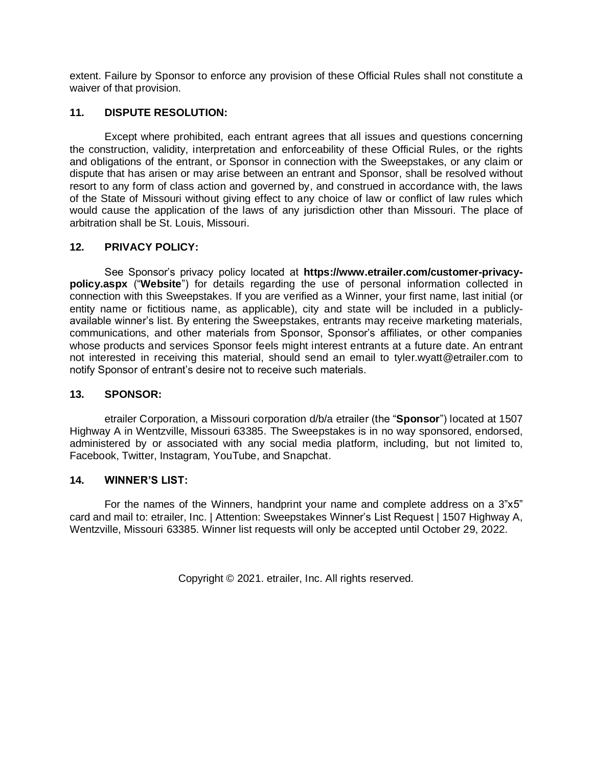extent. Failure by Sponsor to enforce any provision of these Official Rules shall not constitute a waiver of that provision.

### 11. DISPUTE RESOLUTION:

Except where prohibited, each entrant agrees that all issues and questions concerning the construction, validity, interpretation and enforceability of these Official Rules, or the rights and obligations of the entrant, or Sponsor in connection with the Sweepstakes, or any claim or dispute that has arisen or may arise between an entrant and Sponsor, shall be resolved without resort to any form of class action and governed by, and construed in accordance with, the laws of the State of Missouri without giving effect to any choice of law or conflict of law rules which would cause the application of the laws of any jurisdiction other than Missouri. The place of arbitration shall be St. Louis, Missouri.

### 12. PRIVACY POLICY:

See Sponsor's privacy policy located at **https://www.etrailer.com/customer-privacy-policy.aspx** ("**Website**") for details regarding the use of personal information collected in connection with this Sweepstakes. If you are verified as a Winner, your first name, last initial (or entity name or fictitious name, as applicable), city and state will be included in a publicly-available winner's list. By entering the Sweepstakes, entrants may receive marketing materials, communications, and other materials from Sponsor, Sponsor's affiliates, or other companies whose products and services Sponsor feels might interest entrants at a future date. An entrant not interested in receiving this material, should send an email to tyler.wyatt@etrailer.com to notify Sponsor of entrant's desire not to receive such materials.

### 13. SPONSOR:

etrailer Corporation, a Missouri corporation d/b/a etrailer (the "**Sponsor**") located at 1507 Highway A in Wentzville, Missouri 63385. The Sweepstakes is in no way sponsored, endorsed, administered by or associated with any social media platform, including, but not limited to, Facebook, Twitter, Instagram, YouTube, and Snapchat.

### 14. WINNER'S LIST:

For the names of the Winners, handprint your name and complete address on a 3"x5" card and mail to: etrailer, Inc. | Attention: Sweepstakes Winner's List Request | 1507 Highway A, Wentzville, Missouri 63385. Winner list requests will only be accepted until October 29, 2022.

Copyright © 2021. etrailer, Inc. All rights reserved.